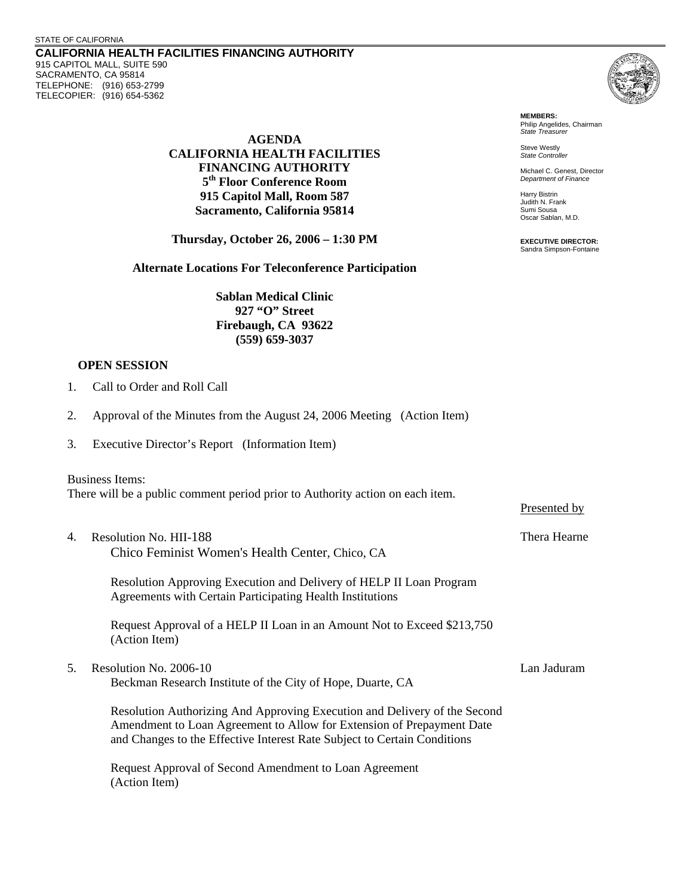STATE OF CALIFORNIA

**CALIFORNIA HEALTH FACILITIES FINANCING AUTHORITY**
915 CAPITOL MALL, SUITE 590
SACRAMENTO, CA 95814
TELEPHONE: (916) 653-2799
TELECOPIER: (916) 654-5362

**MEMBERS:**
Philip Angelides, Chairman
*State Treasurer*

Steve Westly
*State Controller*

Michael C. Genest, Director
*Department of Finance*

Harry Bistrin
Judith N. Frank
Sumi Sousa
Oscar Sablan, M.D.

**EXECUTIVE DIRECTOR:**
Sandra Simpson-Fontaine

# AGENDA
# CALIFORNIA HEALTH FACILITIES FINANCING AUTHORITY

**5th Floor Conference Room**
**915 Capitol Mall, Room 587**
**Sacramento, California 95814**

**Thursday, October 26, 2006 – 1:30 PM**

**Alternate Locations For Teleconference Participation**

**Sablan Medical Clinic**
**927 "O" Street**
**Firebaugh, CA 93622**
**(559) 659-3037**

## OPEN SESSION

1. Call to Order and Roll Call

2. Approval of the Minutes from the August 24, 2006 Meeting (Action Item)

3. Executive Director's Report (Information Item)

Business Items:
There will be a public comment period prior to Authority action on each item.

Presented by

4. Resolution No. HII-188 — Presented by: Thera Hearne

   Chico Feminist Women's Health Center, Chico, CA

   Resolution Approving Execution and Delivery of HELP II Loan Program Agreements with Certain Participating Health Institutions

   Request Approval of a HELP II Loan in an Amount Not to Exceed $213,750 (Action Item)

5. Resolution No. 2006-10 — Presented by: Lan Jaduram

   Beckman Research Institute of the City of Hope, Duarte, CA

   Resolution Authorizing And Approving Execution and Delivery of the Second Amendment to Loan Agreement to Allow for Extension of Prepayment Date and Changes to the Effective Interest Rate Subject to Certain Conditions

   Request Approval of Second Amendment to Loan Agreement (Action Item)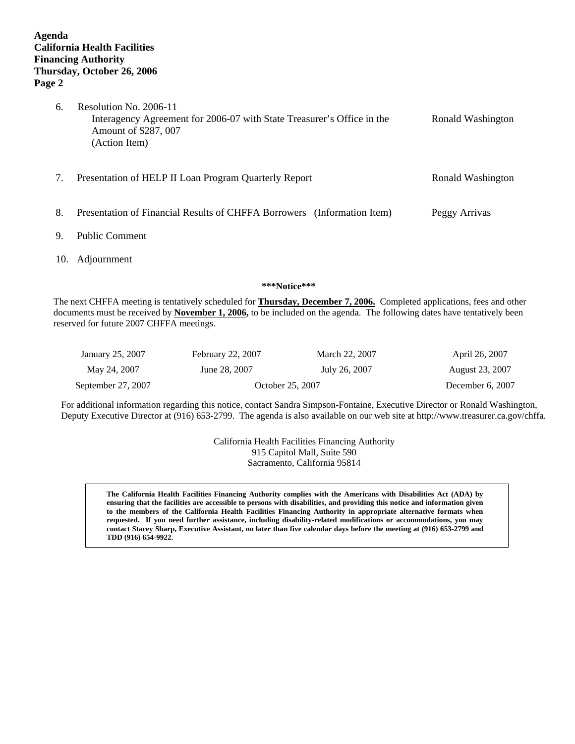6. Resolution No. 2006-11
   Interagency Agreement for 2006-07 with State Treasurer's Office in the Amount of $287, 007
   (Action Item) — Ronald Washington

7. Presentation of HELP II Loan Program Quarterly Report — Ronald Washington

8. Presentation of Financial Results of CHFFA Borrowers (Information Item) — Peggy Arrivas

9. Public Comment

10. Adjournment

**\*\*\*Notice\*\*\***

The next CHFFA meeting is tentatively scheduled for **Thursday, December 7, 2006.** Completed applications, fees and other documents must be received by **November 1, 2006,** to be included on the agenda. The following dates have tentatively been reserved for future 2007 CHFFA meetings.

| | | | |
|---|---|---|---|
| January 25, 2007 | February 22, 2007 | March 22, 2007 | April 26, 2007 |
| May 24, 2007 | June 28, 2007 | July 26, 2007 | August 23, 2007 |
| September 27, 2007 | October 25, 2007 | | December 6, 2007 |

For additional information regarding this notice, contact Sandra Simpson-Fontaine, Executive Director or Ronald Washington, Deputy Executive Director at (916) 653-2799. The agenda is also available on our web site at http://www.treasurer.ca.gov/chffa.

California Health Facilities Financing Authority
915 Capitol Mall, Suite 590
Sacramento, California 95814

**The California Health Facilities Financing Authority complies with the Americans with Disabilities Act (ADA) by ensuring that the facilities are accessible to persons with disabilities, and providing this notice and information given to the members of the California Health Facilities Financing Authority in appropriate alternative formats when requested. If you need further assistance, including disability-related modifications or accommodations, you may contact Stacey Sharp, Executive Assistant, no later than five calendar days before the meeting at (916) 653-2799 and TDD (916) 654-9922.**